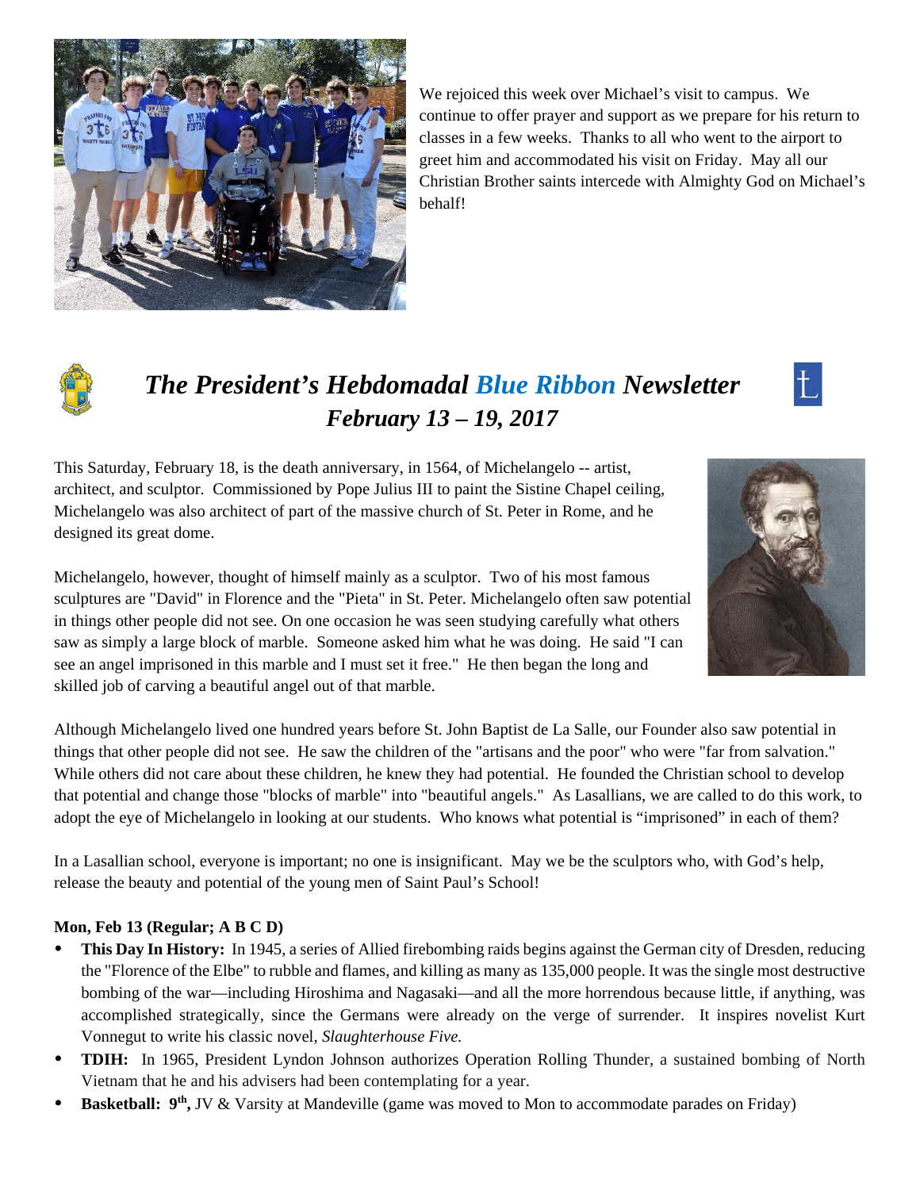We rejoiced this week over Michael's visit to campus. We continue to offer prayer and support as we prepare for his return to classes in a few weeks. Thanks to all who went to the airport to greet him and accommodated his visit on Friday. May all our Christian Brother saints intercede with Almighty God on Michael's behalf!

# *The President's Hebdomadal Blue Ribbon Newsletter*
## *February 13 – 19, 2017*

This Saturday, February 18, is the death anniversary, in 1564, of Michelangelo -- artist, architect, and sculptor. Commissioned by Pope Julius III to paint the Sistine Chapel ceiling, Michelangelo was also architect of part of the massive church of St. Peter in Rome, and he designed its great dome.

Michelangelo, however, thought of himself mainly as a sculptor. Two of his most famous sculptures are "David" in Florence and the "Pieta" in St. Peter. Michelangelo often saw potential in things other people did not see. On one occasion he was seen studying carefully what others saw as simply a large block of marble. Someone asked him what he was doing. He said "I can see an angel imprisoned in this marble and I must set it free." He then began the long and skilled job of carving a beautiful angel out of that marble.

Although Michelangelo lived one hundred years before St. John Baptist de La Salle, our Founder also saw potential in things that other people did not see. He saw the children of the "artisans and the poor" who were "far from salvation." While others did not care about these children, he knew they had potential. He founded the Christian school to develop that potential and change those "blocks of marble" into "beautiful angels." As Lasallians, we are called to do this work, to adopt the eye of Michelangelo in looking at our students. Who knows what potential is "imprisoned" in each of them?

In a Lasallian school, everyone is important; no one is insignificant. May we be the sculptors who, with God's help, release the beauty and potential of the young men of Saint Paul's School!

**Mon, Feb 13 (Regular; A B C D)**

- **This Day In History:** In 1945, a series of Allied firebombing raids begins against the German city of Dresden, reducing the "Florence of the Elbe" to rubble and flames, and killing as many as 135,000 people. It was the single most destructive bombing of the war—including Hiroshima and Nagasaki—and all the more horrendous because little, if anything, was accomplished strategically, since the Germans were already on the verge of surrender. It inspires novelist Kurt Vonnegut to write his classic novel, *Slaughterhouse Five.*
- **TDIH:** In 1965, President Lyndon Johnson authorizes Operation Rolling Thunder, a sustained bombing of North Vietnam that he and his advisers had been contemplating for a year.
- **Basketball: 9th,** JV & Varsity at Mandeville (game was moved to Mon to accommodate parades on Friday)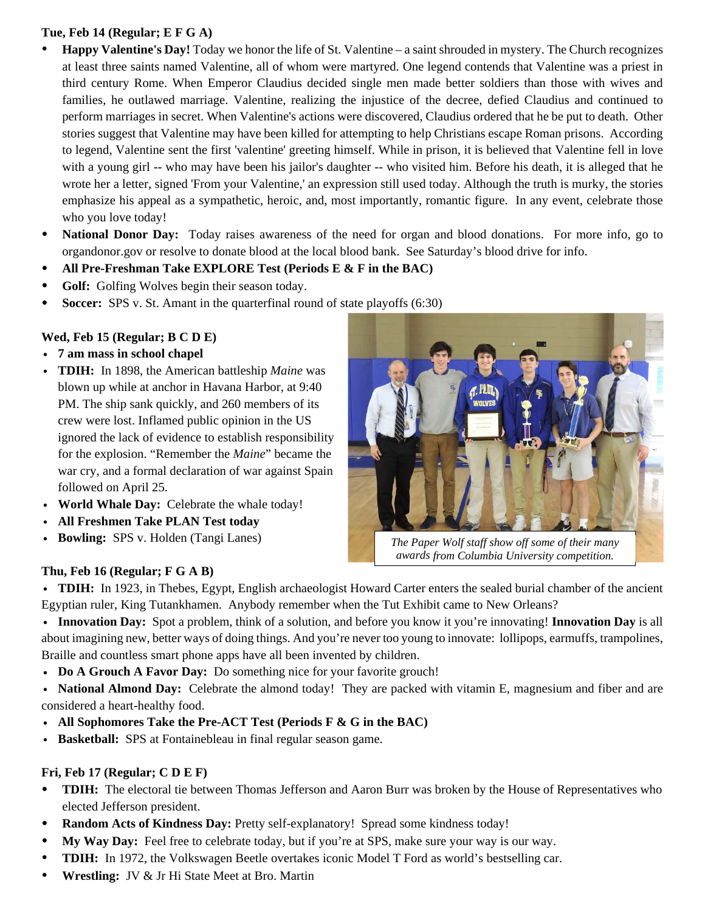**Tue, Feb 14 (Regular; E F G A)**

- **Happy Valentine's Day!** Today we honor the life of St. Valentine – a saint shrouded in mystery. The Church recognizes at least three saints named Valentine, all of whom were martyred. One legend contends that Valentine was a priest in third century Rome. When Emperor Claudius decided single men made better soldiers than those with wives and families, he outlawed marriage. Valentine, realizing the injustice of the decree, defied Claudius and continued to perform marriages in secret. When Valentine's actions were discovered, Claudius ordered that he be put to death. Other stories suggest that Valentine may have been killed for attempting to help Christians escape Roman prisons. According to legend, Valentine sent the first 'valentine' greeting himself. While in prison, it is believed that Valentine fell in love with a young girl -- who may have been his jailor's daughter -- who visited him. Before his death, it is alleged that he wrote her a letter, signed 'From your Valentine,' an expression still used today. Although the truth is murky, the stories emphasize his appeal as a sympathetic, heroic, and, most importantly, romantic figure. In any event, celebrate those who you love today!
- **National Donor Day:** Today raises awareness of the need for organ and blood donations. For more info, go to organdonor.gov or resolve to donate blood at the local blood bank. See Saturday's blood drive for info.
- **All Pre-Freshman Take EXPLORE Test (Periods E & F in the BAC)**
- **Golf:** Golfing Wolves begin their season today.
- **Soccer:** SPS v. St. Amant in the quarterfinal round of state playoffs (6:30)

**Wed, Feb 15 (Regular; B C D E)**

- **7 am mass in school chapel**
- **TDIH:** In 1898, the American battleship *Maine* was blown up while at anchor in Havana Harbor, at 9:40 PM. The ship sank quickly, and 260 members of its crew were lost. Inflamed public opinion in the US ignored the lack of evidence to establish responsibility for the explosion. "Remember the *Maine*" became the war cry, and a formal declaration of war against Spain followed on April 25.
- **World Whale Day:** Celebrate the whale today!
- **All Freshmen Take PLAN Test today**
- **Bowling:** SPS v. Holden (Tangi Lanes)

*The Paper Wolf staff show off some of their many awards from Columbia University competition.*

**Thu, Feb 16 (Regular; F G A B)**

- **TDIH:** In 1923, in Thebes, Egypt, English archaeologist Howard Carter enters the sealed burial chamber of the ancient Egyptian ruler, King Tutankhamen. Anybody remember when the Tut Exhibit came to New Orleans?
- **Innovation Day:** Spot a problem, think of a solution, and before you know it you're innovating! **Innovation Day** is all about imagining new, better ways of doing things. And you're never too young to innovate: lollipops, earmuffs, trampolines, Braille and countless smart phone apps have all been invented by children.
- **Do A Grouch A Favor Day:** Do something nice for your favorite grouch!
- **National Almond Day:** Celebrate the almond today! They are packed with vitamin E, magnesium and fiber and are considered a heart-healthy food.
- **All Sophomores Take the Pre-ACT Test (Periods F & G in the BAC)**
- **Basketball:** SPS at Fontainebleau in final regular season game.

**Fri, Feb 17 (Regular; C D E F)**

- **TDIH:** The electoral tie between Thomas Jefferson and Aaron Burr was broken by the House of Representatives who elected Jefferson president.
- **Random Acts of Kindness Day:** Pretty self-explanatory! Spread some kindness today!
- **My Way Day:** Feel free to celebrate today, but if you're at SPS, make sure your way is our way.
- **TDIH:** In 1972, the Volkswagen Beetle overtakes iconic Model T Ford as world's bestselling car.
- **Wrestling:** JV & Jr Hi State Meet at Bro. Martin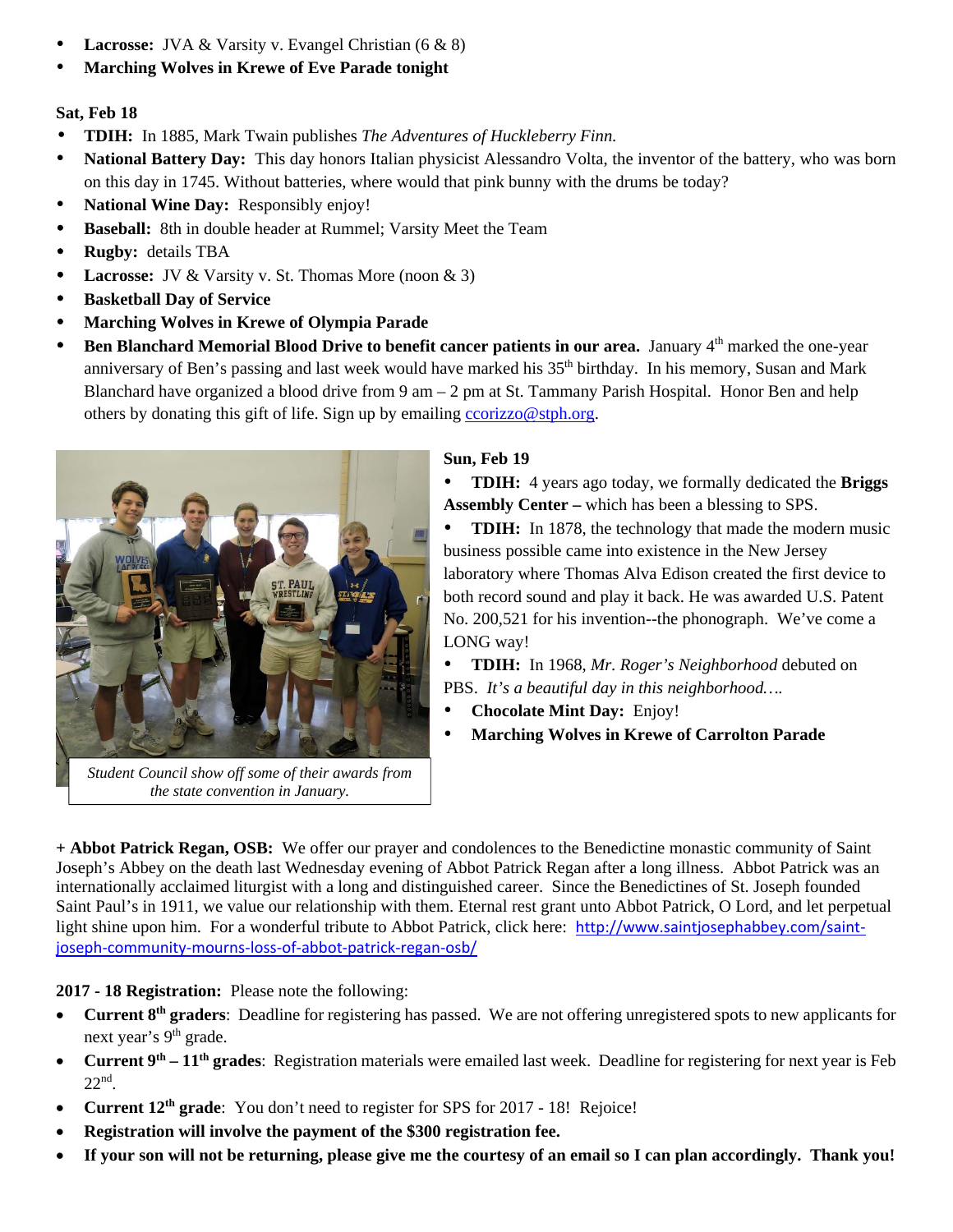- **Lacrosse:** JVA & Varsity v. Evangel Christian (6 & 8)
- **Marching Wolves in Krewe of Eve Parade tonight**

**Sat, Feb 18**

- **TDIH:** In 1885, Mark Twain publishes *The Adventures of Huckleberry Finn.*
- **National Battery Day:** This day honors Italian physicist Alessandro Volta, the inventor of the battery, who was born on this day in 1745. Without batteries, where would that pink bunny with the drums be today?
- **National Wine Day:** Responsibly enjoy!
- **Baseball:** 8th in double header at Rummel; Varsity Meet the Team
- **Rugby:** details TBA
- **Lacrosse:** JV & Varsity v. St. Thomas More (noon & 3)
- **Basketball Day of Service**
- **Marching Wolves in Krewe of Olympia Parade**
- **Ben Blanchard Memorial Blood Drive to benefit cancer patients in our area.** January 4th marked the one-year anniversary of Ben's passing and last week would have marked his 35th birthday. In his memory, Susan and Mark Blanchard have organized a blood drive from 9 am – 2 pm at St. Tammany Parish Hospital. Honor Ben and help others by donating this gift of life. Sign up by emailing ccorizzo@stph.org.

*Student Council show off some of their awards from the state convention in January.*

**Sun, Feb 19**

- **TDIH:** 4 years ago today, we formally dedicated the **Briggs Assembly Center –** which has been a blessing to SPS.
- **TDIH:** In 1878, the technology that made the modern music business possible came into existence in the New Jersey laboratory where Thomas Alva Edison created the first device to both record sound and play it back. He was awarded U.S. Patent No. 200,521 for his invention--the phonograph. We've come a LONG way!
- **TDIH:** In 1968, *Mr. Roger's Neighborhood* debuted on PBS. *It's a beautiful day in this neighborhood….*
- **Chocolate Mint Day:** Enjoy!
- **Marching Wolves in Krewe of Carrolton Parade**

**+ Abbot Patrick Regan, OSB:** We offer our prayer and condolences to the Benedictine monastic community of Saint Joseph's Abbey on the death last Wednesday evening of Abbot Patrick Regan after a long illness. Abbot Patrick was an internationally acclaimed liturgist with a long and distinguished career. Since the Benedictines of St. Joseph founded Saint Paul's in 1911, we value our relationship with them. Eternal rest grant unto Abbot Patrick, O Lord, and let perpetual light shine upon him. For a wonderful tribute to Abbot Patrick, click here: http://www.saintjosephabbey.com/saint-joseph-community-mourns-loss-of-abbot-patrick-regan-osb/

**2017 - 18 Registration:** Please note the following:

- **Current 8th graders**: Deadline for registering has passed. We are not offering unregistered spots to new applicants for next year's 9th grade.
- **Current 9th – 11th grades**: Registration materials were emailed last week. Deadline for registering for next year is Feb 22nd.
- **Current 12th grade**: You don't need to register for SPS for 2017 - 18! Rejoice!
- **Registration will involve the payment of the $300 registration fee.**
- **If your son will not be returning, please give me the courtesy of an email so I can plan accordingly. Thank you!**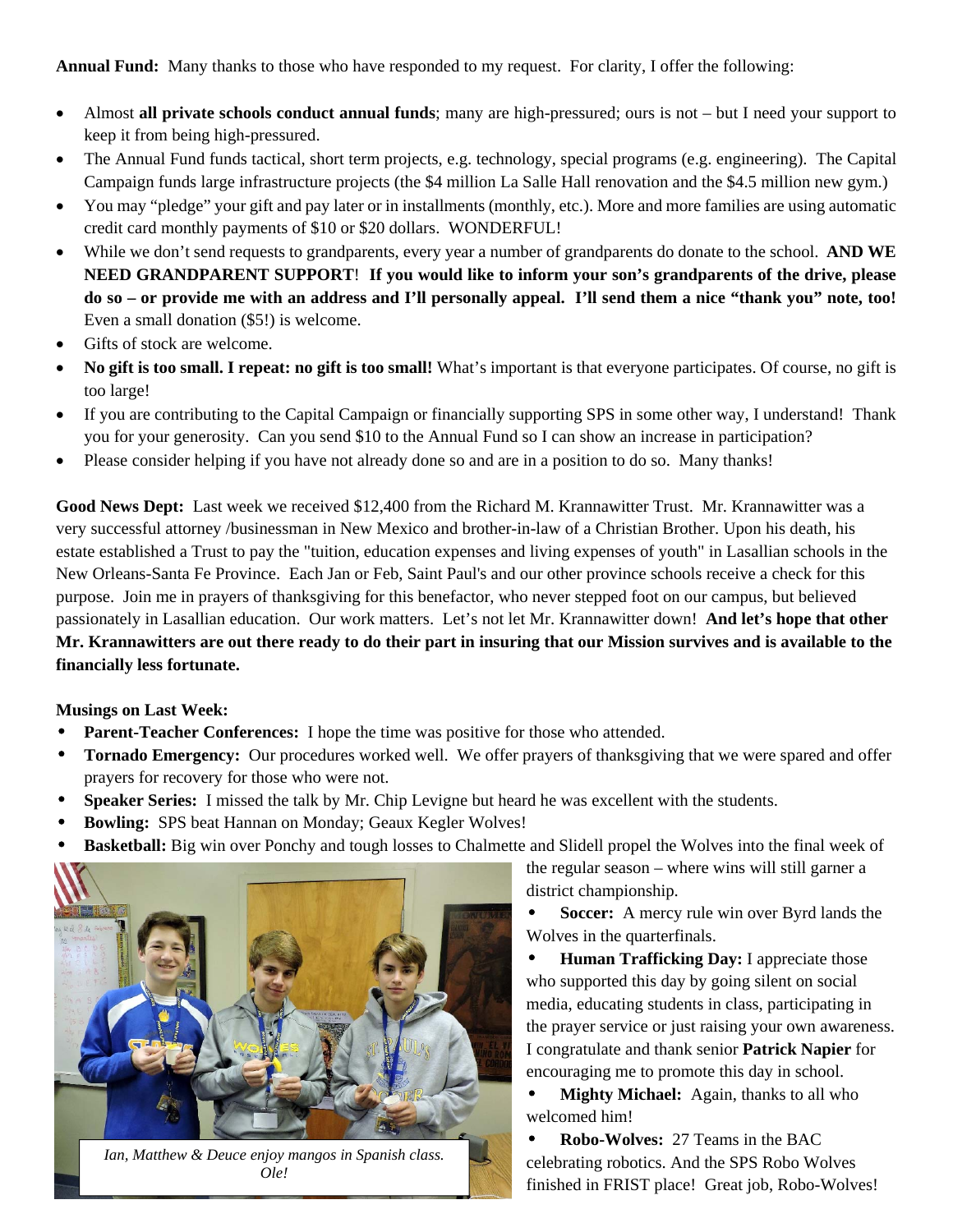**Annual Fund:** Many thanks to those who have responded to my request. For clarity, I offer the following:

- Almost **all private schools conduct annual funds**; many are high-pressured; ours is not – but I need your support to keep it from being high-pressured.
- The Annual Fund funds tactical, short term projects, e.g. technology, special programs (e.g. engineering). The Capital Campaign funds large infrastructure projects (the $4 million La Salle Hall renovation and the $4.5 million new gym.)
- You may "pledge" your gift and pay later or in installments (monthly, etc.). More and more families are using automatic credit card monthly payments of $10 or $20 dollars. WONDERFUL!
- While we don't send requests to grandparents, every year a number of grandparents do donate to the school. **AND WE NEED GRANDPARENT SUPPORT**! **If you would like to inform your son's grandparents of the drive, please do so – or provide me with an address and I'll personally appeal. I'll send them a nice "thank you" note, too!** Even a small donation ($5!) is welcome.
- Gifts of stock are welcome.
- **No gift is too small. I repeat: no gift is too small!** What's important is that everyone participates. Of course, no gift is too large!
- If you are contributing to the Capital Campaign or financially supporting SPS in some other way, I understand! Thank you for your generosity. Can you send $10 to the Annual Fund so I can show an increase in participation?
- Please consider helping if you have not already done so and are in a position to do so. Many thanks!

**Good News Dept:** Last week we received $12,400 from the Richard M. Krannawitter Trust. Mr. Krannawitter was a very successful attorney /businessman in New Mexico and brother-in-law of a Christian Brother. Upon his death, his estate established a Trust to pay the "tuition, education expenses and living expenses of youth" in Lasallian schools in the New Orleans-Santa Fe Province. Each Jan or Feb, Saint Paul's and our other province schools receive a check for this purpose. Join me in prayers of thanksgiving for this benefactor, who never stepped foot on our campus, but believed passionately in Lasallian education. Our work matters. Let's not let Mr. Krannawitter down! **And let's hope that other Mr. Krannawitters are out there ready to do their part in insuring that our Mission survives and is available to the financially less fortunate.**

**Musings on Last Week:**

- **Parent-Teacher Conferences:** I hope the time was positive for those who attended.
- **Tornado Emergency:** Our procedures worked well. We offer prayers of thanksgiving that we were spared and offer prayers for recovery for those who were not.
- **Speaker Series:** I missed the talk by Mr. Chip Levigne but heard he was excellent with the students.
- **Bowling:** SPS beat Hannan on Monday; Geaux Kegler Wolves!
- **Basketball:** Big win over Ponchy and tough losses to Chalmette and Slidell propel the Wolves into the final week of the regular season – where wins will still garner a district championship.
- **Soccer:** A mercy rule win over Byrd lands the Wolves in the quarterfinals.
- **Human Trafficking Day:** I appreciate those who supported this day by going silent on social media, educating students in class, participating in the prayer service or just raising your own awareness. I congratulate and thank senior **Patrick Napier** for encouraging me to promote this day in school.
- **Mighty Michael:** Again, thanks to all who welcomed him!
- **Robo-Wolves:** 27 Teams in the BAC celebrating robotics. And the SPS Robo Wolves finished in FRIST place! Great job, Robo-Wolves!

*Ian, Matthew & Deuce enjoy mangos in Spanish class. Ole!*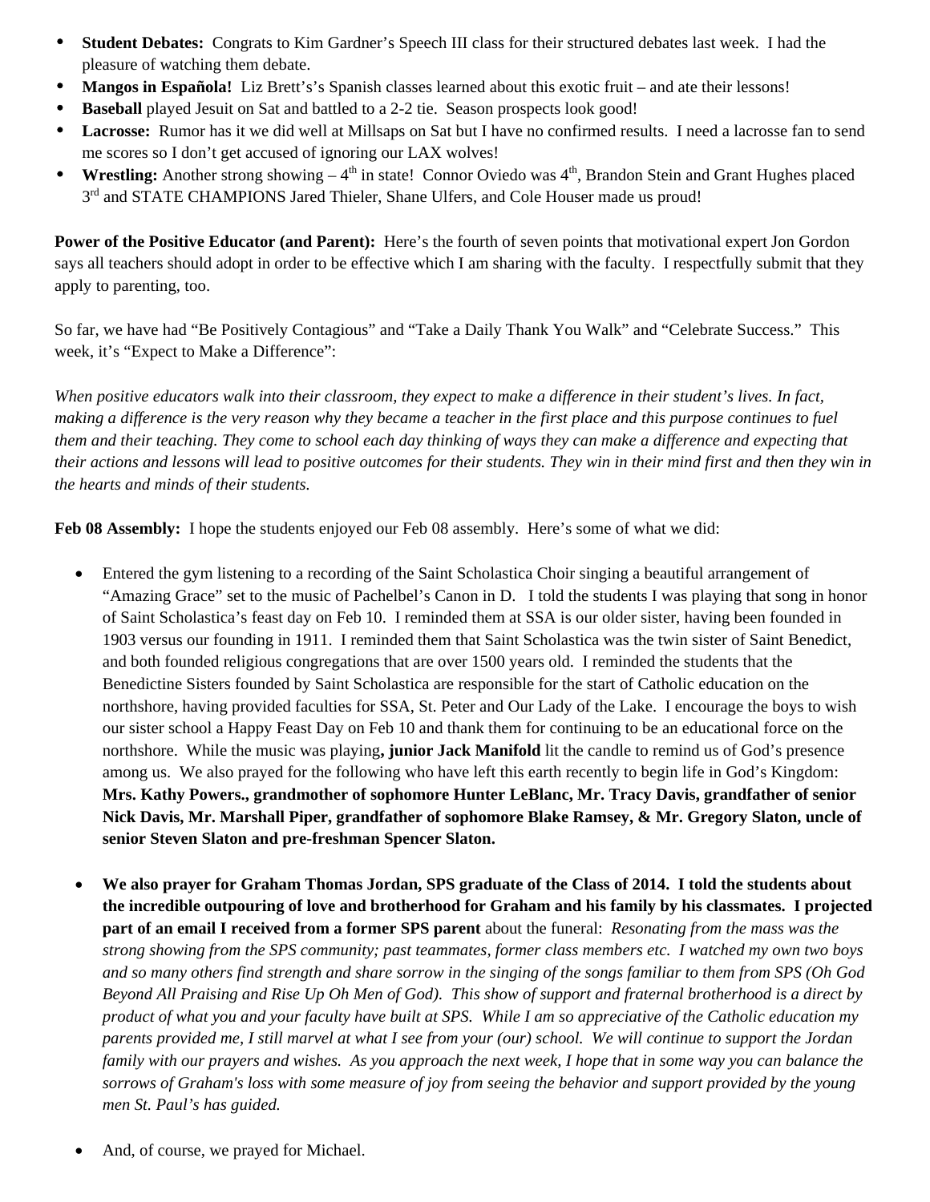- **Student Debates:** Congrats to Kim Gardner's Speech III class for their structured debates last week. I had the pleasure of watching them debate.
- **Mangos in Española!** Liz Brett's's Spanish classes learned about this exotic fruit – and ate their lessons!
- **Baseball** played Jesuit on Sat and battled to a 2-2 tie. Season prospects look good!
- **Lacrosse:** Rumor has it we did well at Millsaps on Sat but I have no confirmed results. I need a lacrosse fan to send me scores so I don't get accused of ignoring our LAX wolves!
- **Wrestling:** Another strong showing – 4th in state! Connor Oviedo was 4th, Brandon Stein and Grant Hughes placed 3rd and STATE CHAMPIONS Jared Thieler, Shane Ulfers, and Cole Houser made us proud!

**Power of the Positive Educator (and Parent):** Here's the fourth of seven points that motivational expert Jon Gordon says all teachers should adopt in order to be effective which I am sharing with the faculty. I respectfully submit that they apply to parenting, too.

So far, we have had "Be Positively Contagious" and "Take a Daily Thank You Walk" and "Celebrate Success." This week, it's "Expect to Make a Difference":

*When positive educators walk into their classroom, they expect to make a difference in their student's lives. In fact, making a difference is the very reason why they became a teacher in the first place and this purpose continues to fuel them and their teaching. They come to school each day thinking of ways they can make a difference and expecting that their actions and lessons will lead to positive outcomes for their students. They win in their mind first and then they win in the hearts and minds of their students.*

**Feb 08 Assembly:** I hope the students enjoyed our Feb 08 assembly. Here's some of what we did:

- Entered the gym listening to a recording of the Saint Scholastica Choir singing a beautiful arrangement of "Amazing Grace" set to the music of Pachelbel's Canon in D. I told the students I was playing that song in honor of Saint Scholastica's feast day on Feb 10. I reminded them at SSA is our older sister, having been founded in 1903 versus our founding in 1911. I reminded them that Saint Scholastica was the twin sister of Saint Benedict, and both founded religious congregations that are over 1500 years old. I reminded the students that the Benedictine Sisters founded by Saint Scholastica are responsible for the start of Catholic education on the northshore, having provided faculties for SSA, St. Peter and Our Lady of the Lake. I encourage the boys to wish our sister school a Happy Feast Day on Feb 10 and thank them for continuing to be an educational force on the northshore. While the music was playing**, junior Jack Manifold** lit the candle to remind us of God's presence among us. We also prayed for the following who have left this earth recently to begin life in God's Kingdom: **Mrs. Kathy Powers., grandmother of sophomore Hunter LeBlanc, Mr. Tracy Davis, grandfather of senior Nick Davis, Mr. Marshall Piper, grandfather of sophomore Blake Ramsey, & Mr. Gregory Slaton, uncle of senior Steven Slaton and pre-freshman Spencer Slaton.**

- **We also prayer for Graham Thomas Jordan, SPS graduate of the Class of 2014. I told the students about the incredible outpouring of love and brotherhood for Graham and his family by his classmates. I projected part of an email I received from a former SPS parent** about the funeral: *Resonating from the mass was the strong showing from the SPS community; past teammates, former class members etc. I watched my own two boys and so many others find strength and share sorrow in the singing of the songs familiar to them from SPS (Oh God Beyond All Praising and Rise Up Oh Men of God). This show of support and fraternal brotherhood is a direct by product of what you and your faculty have built at SPS. While I am so appreciative of the Catholic education my parents provided me, I still marvel at what I see from your (our) school. We will continue to support the Jordan family with our prayers and wishes. As you approach the next week, I hope that in some way you can balance the sorrows of Graham's loss with some measure of joy from seeing the behavior and support provided by the young men St. Paul's has guided.*

- And, of course, we prayed for Michael.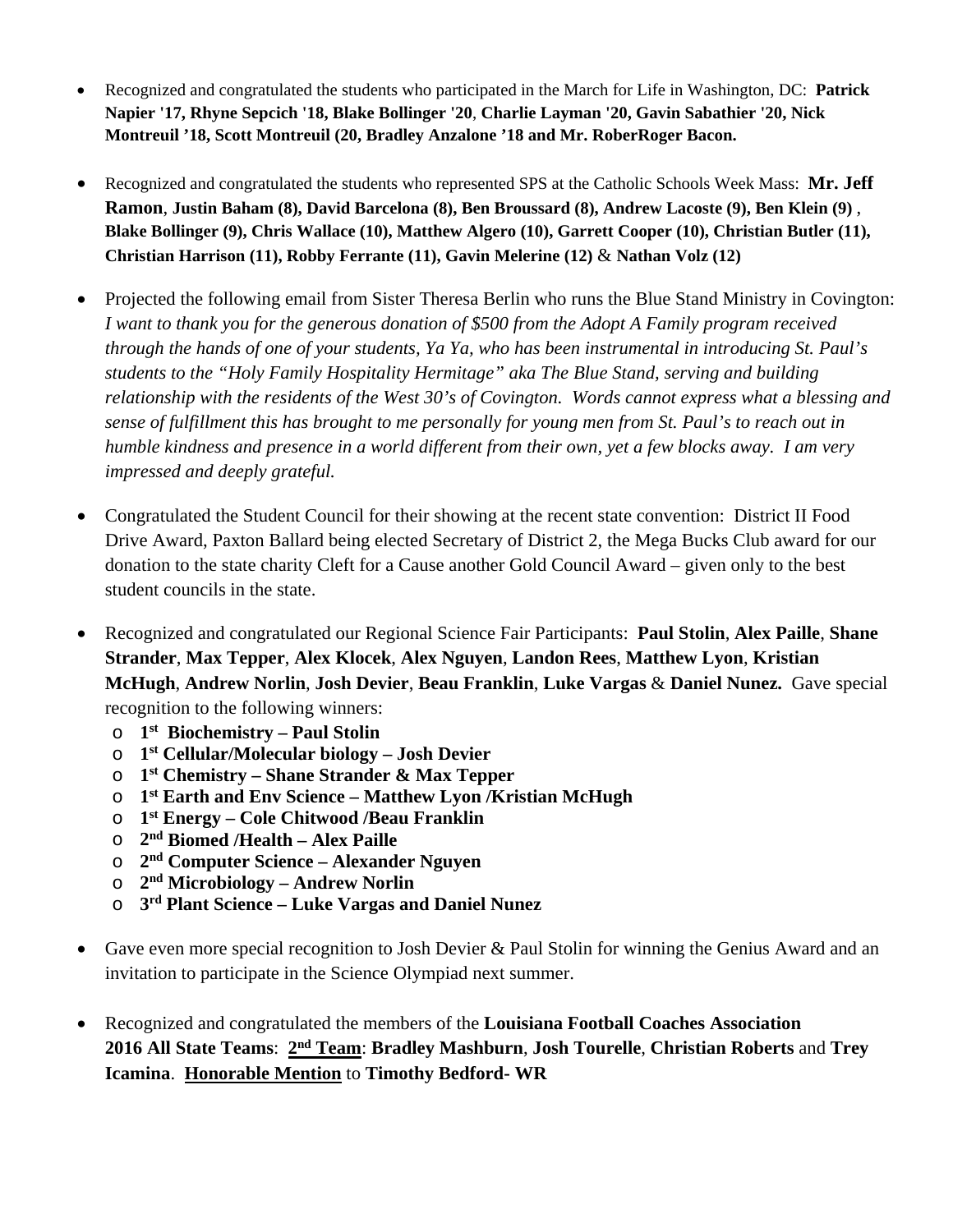- Recognized and congratulated the students who participated in the March for Life in Washington, DC: **Patrick Napier '17, Rhyne Sepcich '18, Blake Bollinger '20**, **Charlie Layman '20, Gavin Sabathier '20, Nick Montreuil '18, Scott Montreuil (20, Bradley Anzalone '18 and Mr. RoberRoger Bacon.**

- Recognized and congratulated the students who represented SPS at the Catholic Schools Week Mass: **Mr. Jeff Ramon**, **Justin Baham (8), David Barcelona (8), Ben Broussard (8), Andrew Lacoste (9), Ben Klein (9)** , **Blake Bollinger (9), Chris Wallace (10), Matthew Algero (10), Garrett Cooper (10), Christian Butler (11), Christian Harrison (11), Robby Ferrante (11), Gavin Melerine (12)** & **Nathan Volz (12)**

- Projected the following email from Sister Theresa Berlin who runs the Blue Stand Ministry in Covington: *I want to thank you for the generous donation of $500 from the Adopt A Family program received through the hands of one of your students, Ya Ya, who has been instrumental in introducing St. Paul's students to the "Holy Family Hospitality Hermitage" aka The Blue Stand, serving and building relationship with the residents of the West 30's of Covington. Words cannot express what a blessing and sense of fulfillment this has brought to me personally for young men from St. Paul's to reach out in humble kindness and presence in a world different from their own, yet a few blocks away. I am very impressed and deeply grateful.*

- Congratulated the Student Council for their showing at the recent state convention: District II Food Drive Award, Paxton Ballard being elected Secretary of District 2, the Mega Bucks Club award for our donation to the state charity Cleft for a Cause another Gold Council Award – given only to the best student councils in the state.

- Recognized and congratulated our Regional Science Fair Participants: **Paul Stolin**, **Alex Paille**, **Shane Strander**, **Max Tepper**, **Alex Klocek**, **Alex Nguyen**, **Landon Rees**, **Matthew Lyon**, **Kristian McHugh**, **Andrew Norlin**, **Josh Devier**, **Beau Franklin**, **Luke Vargas** & **Daniel Nunez.** Gave special recognition to the following winners:
  - **1st Biochemistry – Paul Stolin**
  - **1st Cellular/Molecular biology – Josh Devier**
  - **1st Chemistry – Shane Strander & Max Tepper**
  - **1st Earth and Env Science – Matthew Lyon /Kristian McHugh**
  - **1st Energy – Cole Chitwood /Beau Franklin**
  - **2nd Biomed /Health – Alex Paille**
  - **2nd Computer Science – Alexander Nguyen**
  - **2nd Microbiology – Andrew Norlin**
  - **3rd Plant Science – Luke Vargas and Daniel Nunez**

- Gave even more special recognition to Josh Devier & Paul Stolin for winning the Genius Award and an invitation to participate in the Science Olympiad next summer.

- Recognized and congratulated the members of the **Louisiana Football Coaches Association 2016 All State Teams**: **2nd Team**: **Bradley Mashburn**, **Josh Tourelle**, **Christian Roberts** and **Trey Icamina**. **Honorable Mention** to **Timothy Bedford- WR**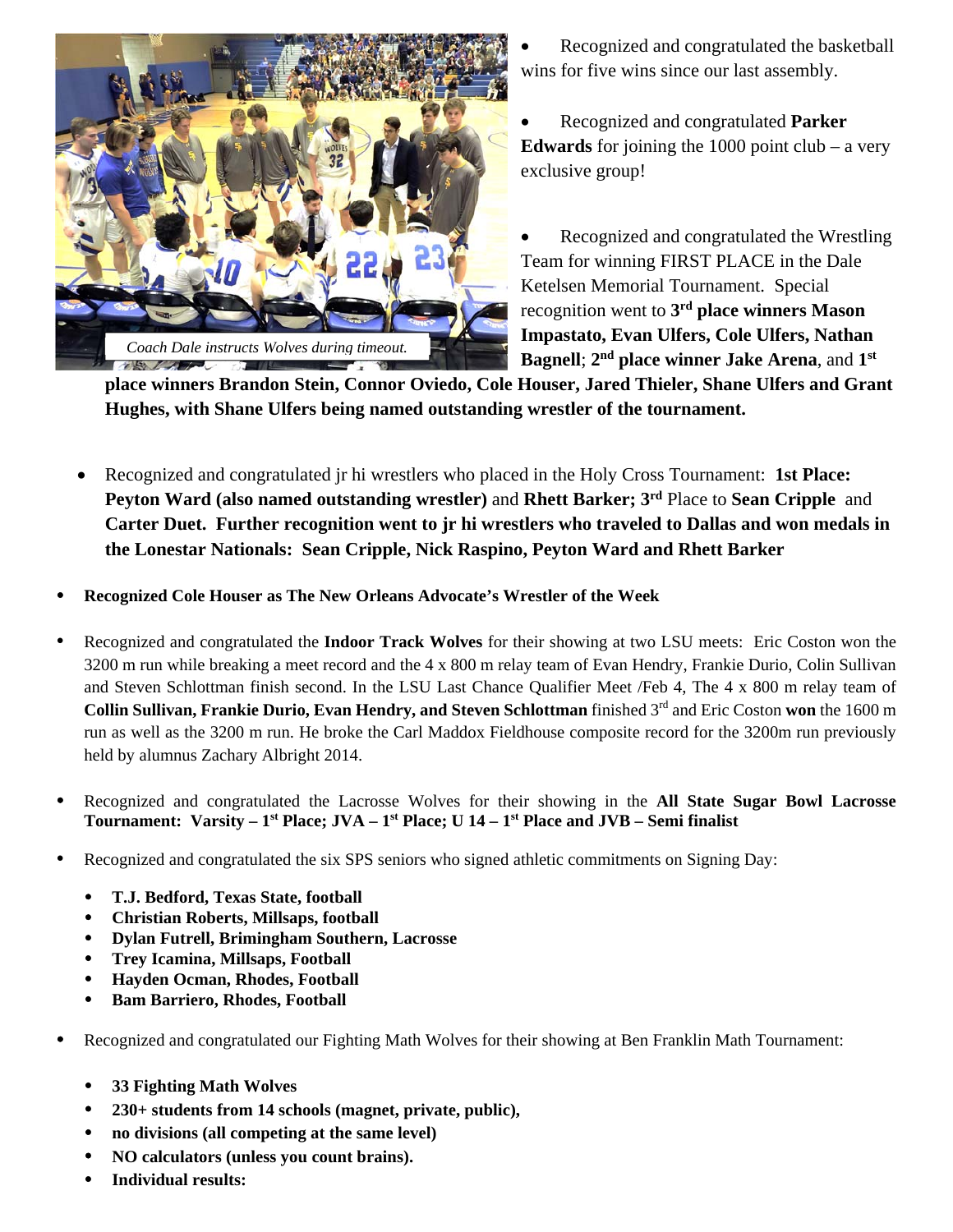*Coach Dale instructs Wolves during timeout.*

- Recognized and congratulated the basketball wins for five wins since our last assembly.

- Recognized and congratulated **Parker Edwards** for joining the 1000 point club – a very exclusive group!

- Recognized and congratulated the Wrestling Team for winning FIRST PLACE in the Dale Ketelsen Memorial Tournament. Special recognition went to **3rd place winners Mason Impastato, Evan Ulfers, Cole Ulfers, Nathan Bagnell**; **2nd place winner Jake Arena**, and **1st place winners Brandon Stein, Connor Oviedo, Cole Houser, Jared Thieler, Shane Ulfers and Grant Hughes, with Shane Ulfers being named outstanding wrestler of the tournament.**

- Recognized and congratulated jr hi wrestlers who placed in the Holy Cross Tournament: **1st Place: Peyton Ward (also named outstanding wrestler)** and **Rhett Barker; 3rd** Place to **Sean Cripple** and **Carter Duet. Further recognition went to jr hi wrestlers who traveled to Dallas and won medals in the Lonestar Nationals: Sean Cripple, Nick Raspino, Peyton Ward and Rhett Barker**

- **Recognized Cole Houser as The New Orleans Advocate's Wrestler of the Week**

- Recognized and congratulated the **Indoor Track Wolves** for their showing at two LSU meets: Eric Coston won the 3200 m run while breaking a meet record and the 4 x 800 m relay team of Evan Hendry, Frankie Durio, Colin Sullivan and Steven Schlottman finish second. In the LSU Last Chance Qualifier Meet /Feb 4, The 4 x 800 m relay team of **Collin Sullivan, Frankie Durio, Evan Hendry, and Steven Schlottman** finished 3rd and Eric Coston **won** the 1600 m run as well as the 3200 m run. He broke the Carl Maddox Fieldhouse composite record for the 3200m run previously held by alumnus Zachary Albright 2014.

- Recognized and congratulated the Lacrosse Wolves for their showing in the **All State Sugar Bowl Lacrosse Tournament: Varsity – 1st Place; JVA – 1st Place; U 14 – 1st Place and JVB – Semi finalist**

- Recognized and congratulated the six SPS seniors who signed athletic commitments on Signing Day:
  - **T.J. Bedford, Texas State, football**
  - **Christian Roberts, Millsaps, football**
  - **Dylan Futrell, Brimingham Southern, Lacrosse**
  - **Trey Icamina, Millsaps, Football**
  - **Hayden Ocman, Rhodes, Football**
  - **Bam Barriero, Rhodes, Football**

- Recognized and congratulated our Fighting Math Wolves for their showing at Ben Franklin Math Tournament:
  - **33 Fighting Math Wolves**
  - **230+ students from 14 schools (magnet, private, public),**
  - **no divisions (all competing at the same level)**
  - **NO calculators (unless you count brains).**
  - **Individual results:**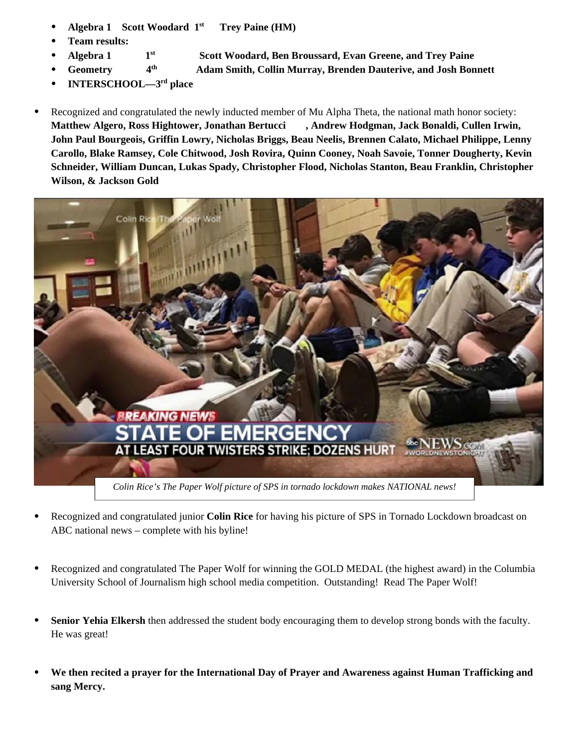- **Algebra 1 Scott Woodard 1st Trey Paine (HM)**
- **Team results:**
- **Algebra 1 1st Scott Woodard, Ben Broussard, Evan Greene, and Trey Paine**
- **Geometry 4th Adam Smith, Collin Murray, Brenden Dauterive, and Josh Bonnett**
- **INTERSCHOOL—3rd place**

- Recognized and congratulated the newly inducted member of Mu Alpha Theta, the national math honor society: **Matthew Algero, Ross Hightower, Jonathan Bertucci , Andrew Hodgman, Jack Bonaldi, Cullen Irwin, John Paul Bourgeois, Griffin Lowry, Nicholas Briggs, Beau Neelis, Brennen Calato, Michael Philippe, Lenny Carollo, Blake Ramsey, Cole Chitwood, Josh Rovira, Quinn Cooney, Noah Savoie, Tonner Dougherty, Kevin Schneider, William Duncan, Lukas Spady, Christopher Flood, Nicholas Stanton, Beau Franklin, Christopher Wilson, & Jackson Gold**

*Colin Rice's The Paper Wolf picture of SPS in tornado lockdown makes NATIONAL news!*

- Recognized and congratulated junior **Colin Rice** for having his picture of SPS in Tornado Lockdown broadcast on ABC national news – complete with his byline!

- Recognized and congratulated The Paper Wolf for winning the GOLD MEDAL (the highest award) in the Columbia University School of Journalism high school media competition. Outstanding! Read The Paper Wolf!

- **Senior Yehia Elkersh** then addressed the student body encouraging them to develop strong bonds with the faculty. He was great!

- **We then recited a prayer for the International Day of Prayer and Awareness against Human Trafficking and sang Mercy.**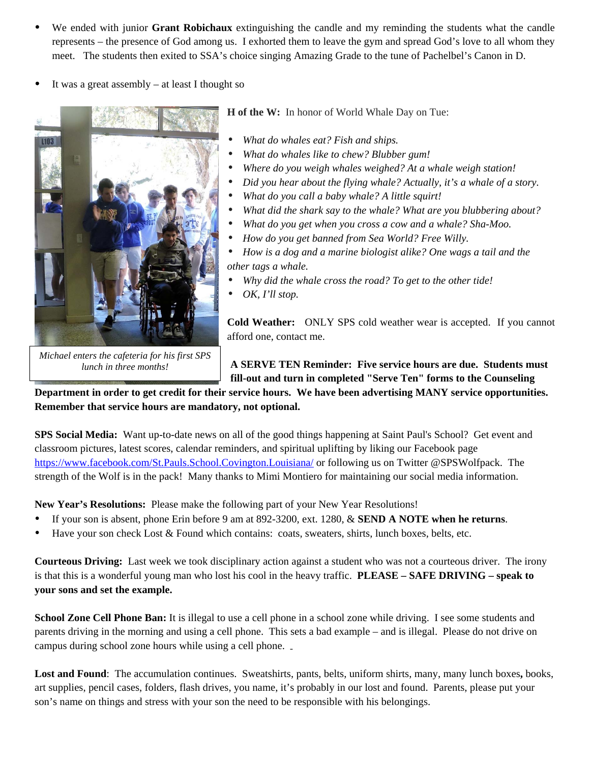- We ended with junior **Grant Robichaux** extinguishing the candle and my reminding the students what the candle represents – the presence of God among us. I exhorted them to leave the gym and spread God's love to all whom they meet. The students then exited to SSA's choice singing Amazing Grade to the tune of Pachelbel's Canon in D.

- It was a great assembly – at least I thought so

*Michael enters the cafeteria for his first SPS lunch in three months!*

**H of the W:** In honor of World Whale Day on Tue:

- *What do whales eat? Fish and ships.*
- *What do whales like to chew? Blubber gum!*
- *Where do you weigh whales weighed? At a whale weigh station!*
- *Did you hear about the flying whale? Actually, it's a whale of a story.*
- *What do you call a baby whale? A little squirt!*
- *What did the shark say to the whale? What are you blubbering about?*
- *What do you get when you cross a cow and a whale? Sha-Moo.*
- *How do you get banned from Sea World? Free Willy.*
- *How is a dog and a marine biologist alike? One wags a tail and the other tags a whale.*
- *Why did the whale cross the road? To get to the other tide!*
- *OK, I'll stop.*

**Cold Weather:** ONLY SPS cold weather wear is accepted. If you cannot afford one, contact me.

**A SERVE TEN Reminder: Five service hours are due. Students must fill-out and turn in completed "Serve Ten" forms to the Counseling Department in order to get credit for their service hours. We have been advertising MANY service opportunities. Remember that service hours are mandatory, not optional.**

**SPS Social Media:** Want up-to-date news on all of the good things happening at Saint Paul's School? Get event and classroom pictures, latest scores, calendar reminders, and spiritual uplifting by liking our Facebook page https://www.facebook.com/St.Pauls.School.Covington.Louisiana/ or following us on Twitter @SPSWolfpack. The strength of the Wolf is in the pack! Many thanks to Mimi Montiero for maintaining our social media information.

**New Year's Resolutions:** Please make the following part of your New Year Resolutions!

- If your son is absent, phone Erin before 9 am at 892-3200, ext. 1280, & **SEND A NOTE when he returns**.
- Have your son check Lost & Found which contains: coats, sweaters, shirts, lunch boxes, belts, etc.

**Courteous Driving:** Last week we took disciplinary action against a student who was not a courteous driver. The irony is that this is a wonderful young man who lost his cool in the heavy traffic. **PLEASE – SAFE DRIVING – speak to your sons and set the example.**

**School Zone Cell Phone Ban:** It is illegal to use a cell phone in a school zone while driving. I see some students and parents driving in the morning and using a cell phone. This sets a bad example – and is illegal. Please do not drive on campus during school zone hours while using a cell phone.

**Lost and Found**: The accumulation continues. Sweatshirts, pants, belts, uniform shirts, many, many lunch boxes**,** books, art supplies, pencil cases, folders, flash drives, you name, it's probably in our lost and found. Parents, please put your son's name on things and stress with your son the need to be responsible with his belongings.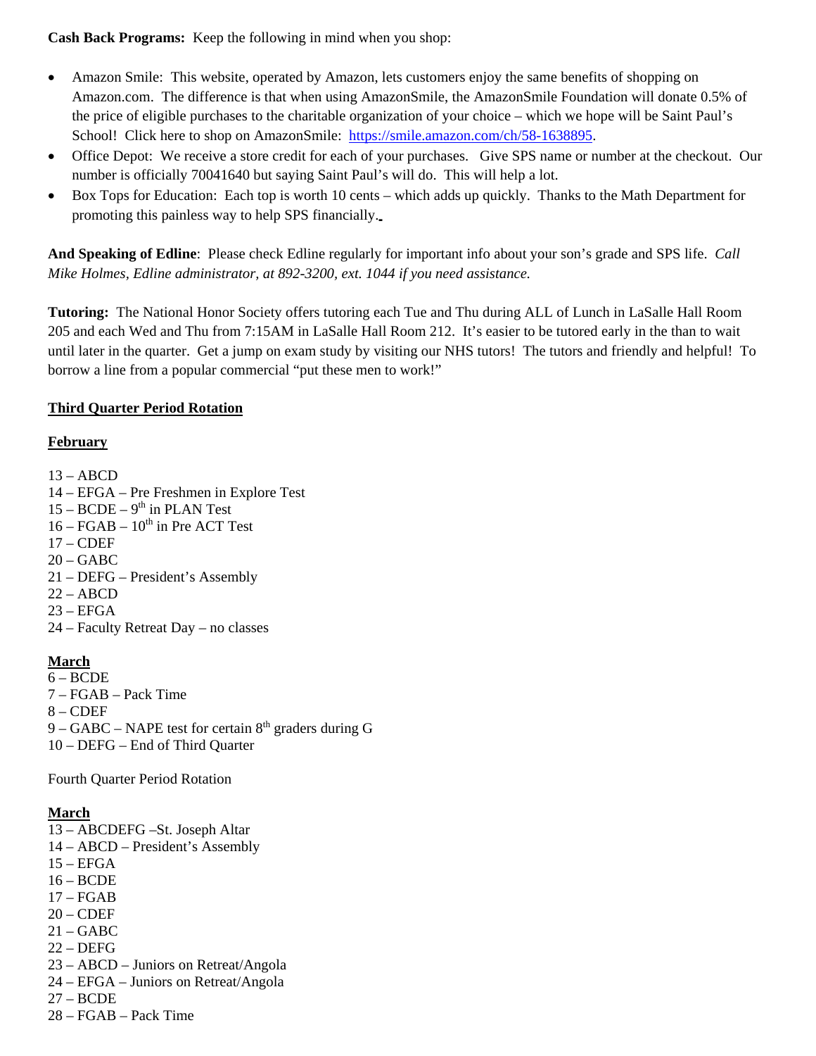**Cash Back Programs:** Keep the following in mind when you shop:

- Amazon Smile: This website, operated by Amazon, lets customers enjoy the same benefits of shopping on Amazon.com. The difference is that when using AmazonSmile, the AmazonSmile Foundation will donate 0.5% of the price of eligible purchases to the charitable organization of your choice – which we hope will be Saint Paul's School! Click here to shop on AmazonSmile: https://smile.amazon.com/ch/58-1638895.
- Office Depot: We receive a store credit for each of your purchases. Give SPS name or number at the checkout. Our number is officially 70041640 but saying Saint Paul's will do. This will help a lot.
- Box Tops for Education: Each top is worth 10 cents – which adds up quickly. Thanks to the Math Department for promoting this painless way to help SPS financially.

**And Speaking of Edline**: Please check Edline regularly for important info about your son's grade and SPS life. *Call Mike Holmes, Edline administrator, at 892-3200, ext. 1044 if you need assistance.*

**Tutoring:** The National Honor Society offers tutoring each Tue and Thu during ALL of Lunch in LaSalle Hall Room 205 and each Wed and Thu from 7:15AM in LaSalle Hall Room 212. It's easier to be tutored early in the than to wait until later in the quarter. Get a jump on exam study by visiting our NHS tutors! The tutors and friendly and helpful! To borrow a line from a popular commercial "put these men to work!"

**Third Quarter Period Rotation**

**February**

13 – ABCD
14 – EFGA – Pre Freshmen in Explore Test
15 – BCDE – 9th in PLAN Test
16 – FGAB – 10th in Pre ACT Test
17 – CDEF
20 – GABC
21 – DEFG – President's Assembly
22 – ABCD
23 – EFGA
24 – Faculty Retreat Day – no classes

**March**

6 – BCDE
7 – FGAB – Pack Time
8 – CDEF
9 – GABC – NAPE test for certain 8th graders during G
10 – DEFG – End of Third Quarter

Fourth Quarter Period Rotation

**March**

13 – ABCDEFG –St. Joseph Altar
14 – ABCD – President's Assembly
15 – EFGA
16 – BCDE
17 – FGAB
20 – CDEF
21 – GABC
22 – DEFG
23 – ABCD – Juniors on Retreat/Angola
24 – EFGA – Juniors on Retreat/Angola
27 – BCDE
28 – FGAB – Pack Time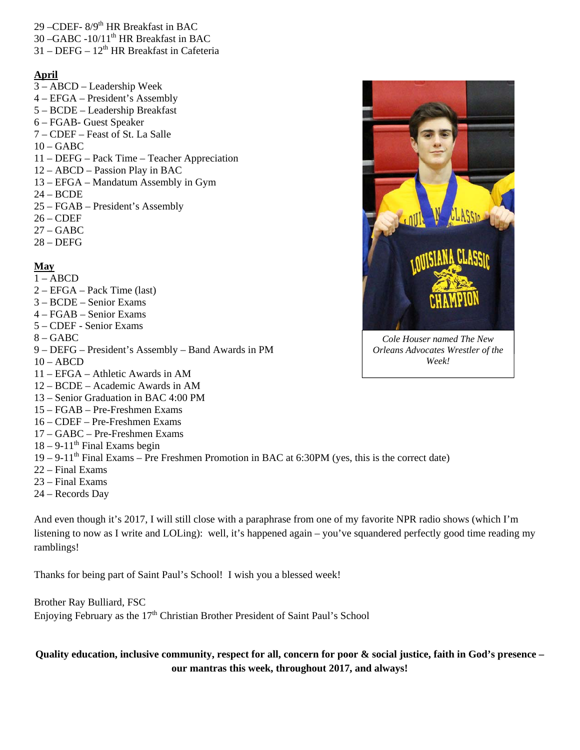29 –CDEF- 8/9th HR Breakfast in BAC
30 –GABC -10/11th HR Breakfast in BAC
31 – DEFG – 12th HR Breakfast in Cafeteria

**April**

3 – ABCD – Leadership Week
4 – EFGA – President's Assembly
5 – BCDE – Leadership Breakfast
6 – FGAB- Guest Speaker
7 – CDEF – Feast of St. La Salle
10 – GABC
11 – DEFG – Pack Time – Teacher Appreciation
12 – ABCD – Passion Play in BAC
13 – EFGA – Mandatum Assembly in Gym
24 – BCDE
25 – FGAB – President's Assembly
26 – CDEF
27 – GABC
28 – DEFG

**May**

1 – ABCD
2 – EFGA – Pack Time (last)
3 – BCDE – Senior Exams
4 – FGAB – Senior Exams
5 – CDEF - Senior Exams
8 – GABC
9 – DEFG – President's Assembly – Band Awards in PM
10 – ABCD
11 – EFGA – Athletic Awards in AM
12 – BCDE – Academic Awards in AM
13 – Senior Graduation in BAC 4:00 PM
15 – FGAB – Pre-Freshmen Exams
16 – CDEF – Pre-Freshmen Exams
17 – GABC – Pre-Freshmen Exams
18 – 9-11th Final Exams begin
19 – 9-11th Final Exams – Pre Freshmen Promotion in BAC at 6:30PM (yes, this is the correct date)
22 – Final Exams
23 – Final Exams
24 – Records Day

*Cole Houser named The New Orleans Advocates Wrestler of the Week!*

And even though it's 2017, I will still close with a paraphrase from one of my favorite NPR radio shows (which I'm listening to now as I write and LOLing): well, it's happened again – you've squandered perfectly good time reading my ramblings!

Thanks for being part of Saint Paul's School! I wish you a blessed week!

Brother Ray Bulliard, FSC
Enjoying February as the 17th Christian Brother President of Saint Paul's School

**Quality education, inclusive community, respect for all, concern for poor & social justice, faith in God's presence – our mantras this week, throughout 2017, and always!**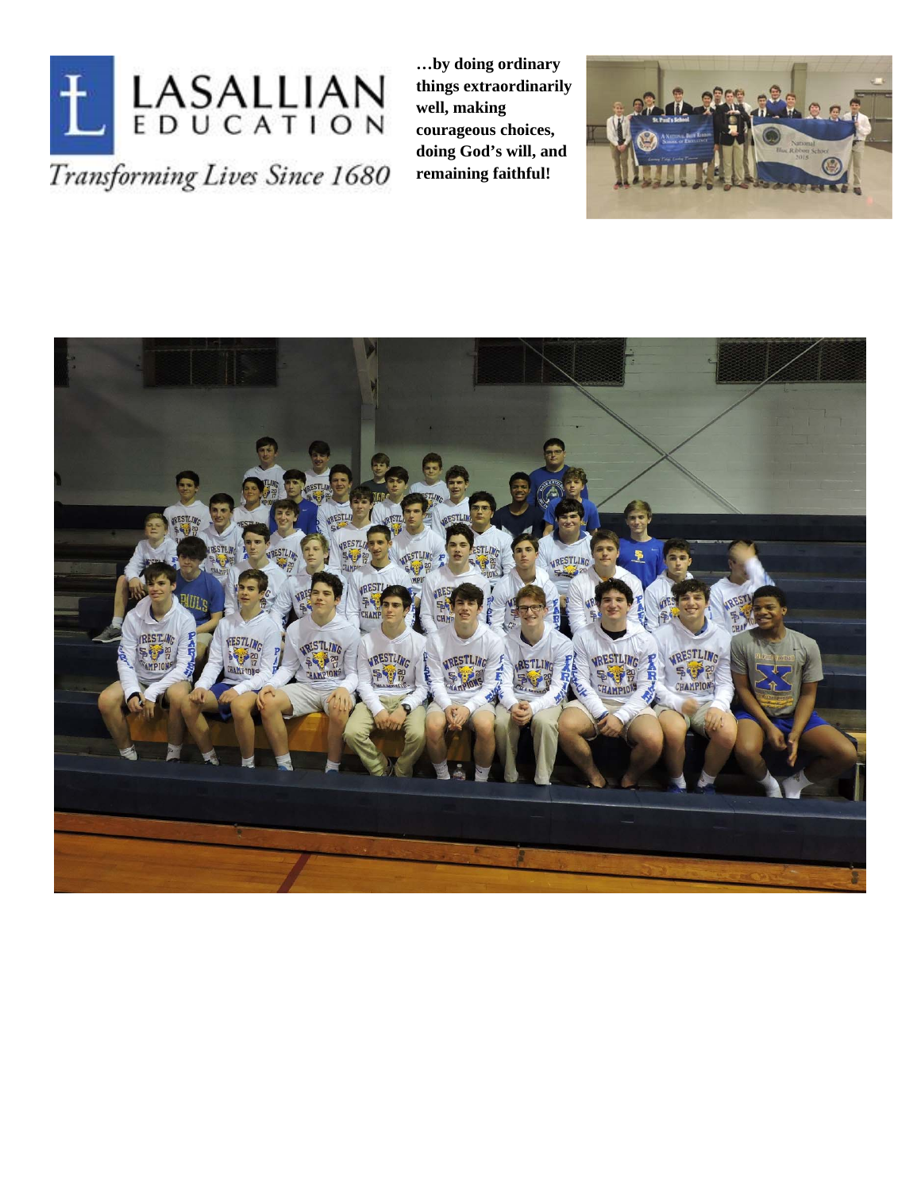LASALLIAN EDUCATION

*Transforming Lives Since 1680*

**…by doing ordinary things extraordinarily well, making courageous choices, doing God's will, and remaining faithful!**